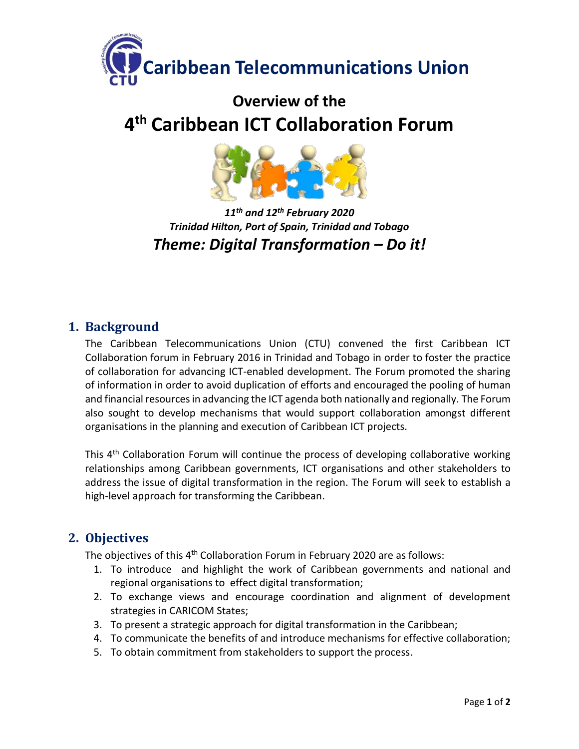# Caribbean Telecommunications Union

## Overview of the

# 4th Caribbean ICT Collaboration Forum

***11th and 12th February 2020***
***Trinidad Hilton, Port of Spain, Trinidad and Tobago***

***Theme: Digital Transformation – Do it!***

## 1. Background

The Caribbean Telecommunications Union (CTU) convened the first Caribbean ICT Collaboration forum in February 2016 in Trinidad and Tobago in order to foster the practice of collaboration for advancing ICT-enabled development. The Forum promoted the sharing of information in order to avoid duplication of efforts and encouraged the pooling of human and financial resources in advancing the ICT agenda both nationally and regionally. The Forum also sought to develop mechanisms that would support collaboration amongst different organisations in the planning and execution of Caribbean ICT projects.

This 4th Collaboration Forum will continue the process of developing collaborative working relationships among Caribbean governments, ICT organisations and other stakeholders to address the issue of digital transformation in the region. The Forum will seek to establish a high-level approach for transforming the Caribbean.

## 2. Objectives

The objectives of this 4th Collaboration Forum in February 2020 are as follows:

1. To introduce and highlight the work of Caribbean governments and national and regional organisations to effect digital transformation;
2. To exchange views and encourage coordination and alignment of development strategies in CARICOM States;
3. To present a strategic approach for digital transformation in the Caribbean;
4. To communicate the benefits of and introduce mechanisms for effective collaboration;
5. To obtain commitment from stakeholders to support the process.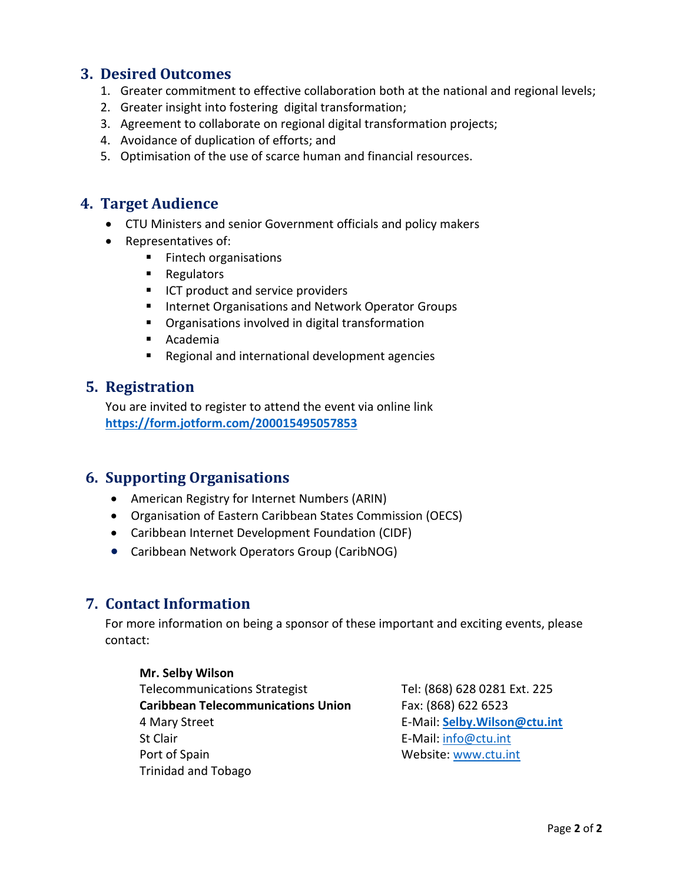## 3. Desired Outcomes

1. Greater commitment to effective collaboration both at the national and regional levels;
2. Greater insight into fostering digital transformation;
3. Agreement to collaborate on regional digital transformation projects;
4. Avoidance of duplication of efforts; and
5. Optimisation of the use of scarce human and financial resources.

## 4. Target Audience

- CTU Ministers and senior Government officials and policy makers
- Representatives of:
  - Fintech organisations
  - Regulators
  - ICT product and service providers
  - Internet Organisations and Network Operator Groups
  - Organisations involved in digital transformation
  - Academia
  - Regional and international development agencies

## 5. Registration

You are invited to register to attend the event via online link **https://form.jotform.com/200015495057853**

## 6. Supporting Organisations

- American Registry for Internet Numbers (ARIN)
- Organisation of Eastern Caribbean States Commission (OECS)
- Caribbean Internet Development Foundation (CIDF)
- Caribbean Network Operators Group (CaribNOG)

## 7. Contact Information

For more information on being a sponsor of these important and exciting events, please contact:

**Mr. Selby Wilson**
Telecommunications Strategist
**Caribbean Telecommunications Union**
4 Mary Street
St Clair
Port of Spain
Trinidad and Tobago

Tel: (868) 628 0281 Ext. 225
Fax: (868) 622 6523
E-Mail: **Selby.Wilson@ctu.int**
E-Mail: info@ctu.int
Website: www.ctu.int